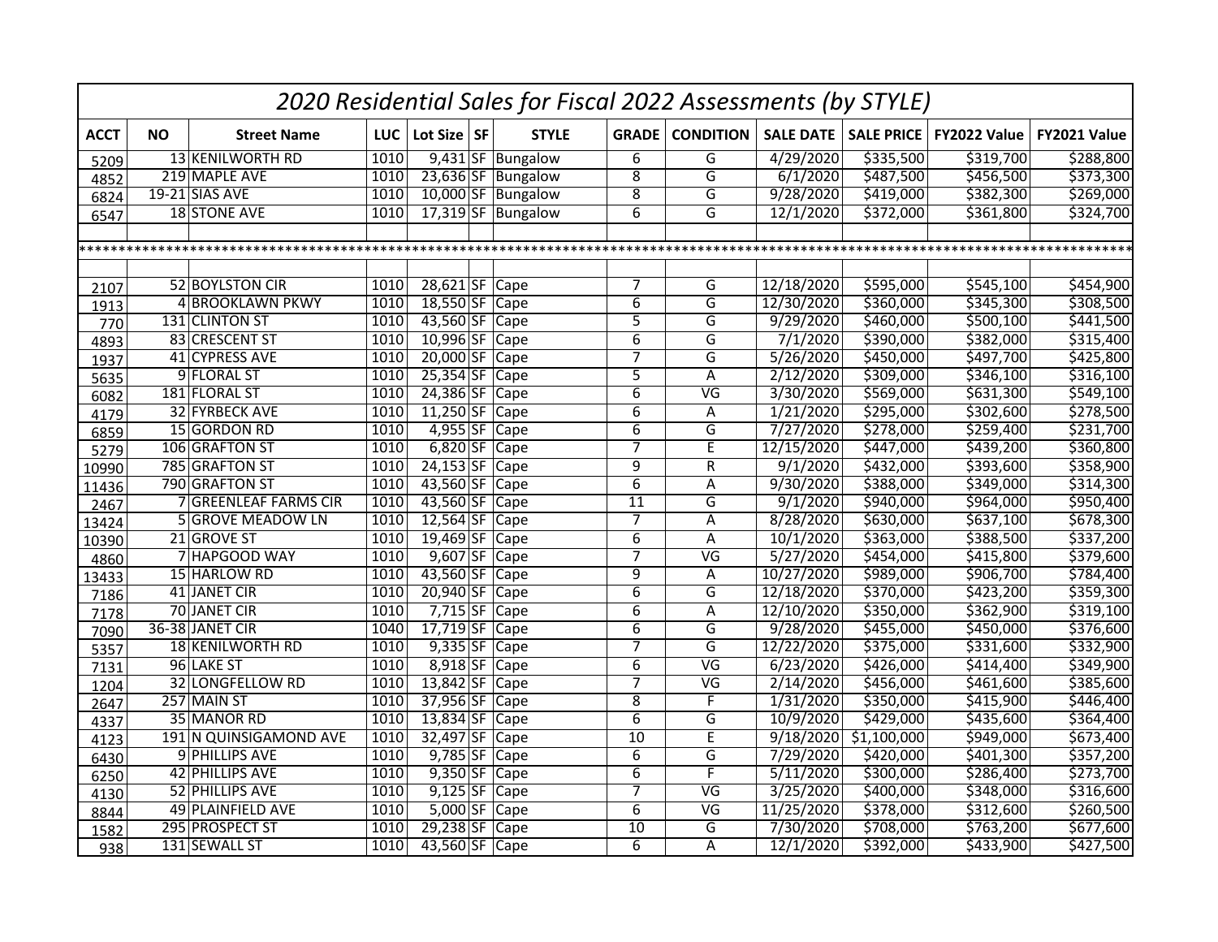# 2020 Residential Sales for Fiscal 2022 Assessments (by STYLE)

| ACCT | NO | Street Name | LUC | Lot Size | SF | STYLE | GRADE | CONDITION | SALE DATE | SALE PRICE | FY2022 Value | FY2021 Value |
|---|---|---|---|---|---|---|---|---|---|---|---|---|
| 5209 | 13 | KENILWORTH RD | 1010 | 9,431 | SF | Bungalow | 6 | G | 4/29/2020 | $335,500 | $319,700 | $288,800 |
| 4852 | 219 | MAPLE AVE | 1010 | 23,636 | SF | Bungalow | 8 | G | 6/1/2020 | $487,500 | $456,500 | $373,300 |
| 6824 | 19-21 | SIAS AVE | 1010 | 10,000 | SF | Bungalow | 8 | G | 9/28/2020 | $419,000 | $382,300 | $269,000 |
| 6547 | 18 | STONE AVE | 1010 | 17,319 | SF | Bungalow | 6 | G | 12/1/2020 | $372,000 | $361,800 | $324,700 |
| | | | | | | | | | | | | |
| ******** | | | | | | | | | | | | |
| | | | | | | | | | | | | |
| 2107 | 52 | BOYLSTON CIR | 1010 | 28,621 | SF | Cape | 7 | G | 12/18/2020 | $595,000 | $545,100 | $454,900 |
| 1913 | 4 | BROOKLAWN PKWY | 1010 | 18,550 | SF | Cape | 6 | G | 12/30/2020 | $360,000 | $345,300 | $308,500 |
| 770 | 131 | CLINTON ST | 1010 | 43,560 | SF | Cape | 5 | G | 9/29/2020 | $460,000 | $500,100 | $441,500 |
| 4893 | 83 | CRESCENT ST | 1010 | 10,996 | SF | Cape | 6 | G | 7/1/2020 | $390,000 | $382,000 | $315,400 |
| 1937 | 41 | CYPRESS AVE | 1010 | 20,000 | SF | Cape | 7 | G | 5/26/2020 | $450,000 | $497,700 | $425,800 |
| 5635 | 9 | FLORAL ST | 1010 | 25,354 | SF | Cape | 5 | A | 2/12/2020 | $309,000 | $346,100 | $316,100 |
| 6082 | 181 | FLORAL ST | 1010 | 24,386 | SF | Cape | 6 | VG | 3/30/2020 | $569,000 | $631,300 | $549,100 |
| 4179 | 32 | FYRBECK AVE | 1010 | 11,250 | SF | Cape | 6 | A | 1/21/2020 | $295,000 | $302,600 | $278,500 |
| 6859 | 15 | GORDON RD | 1010 | 4,955 | SF | Cape | 6 | G | 7/27/2020 | $278,000 | $259,400 | $231,700 |
| 5279 | 106 | GRAFTON ST | 1010 | 6,820 | SF | Cape | 7 | E | 12/15/2020 | $447,000 | $439,200 | $360,800 |
| 10990 | 785 | GRAFTON ST | 1010 | 24,153 | SF | Cape | 9 | R | 9/1/2020 | $432,000 | $393,600 | $358,900 |
| 11436 | 790 | GRAFTON ST | 1010 | 43,560 | SF | Cape | 6 | A | 9/30/2020 | $388,000 | $349,000 | $314,300 |
| 2467 | 7 | GREENLEAF FARMS CIR | 1010 | 43,560 | SF | Cape | 11 | G | 9/1/2020 | $940,000 | $964,000 | $950,400 |
| 13424 | 5 | GROVE MEADOW LN | 1010 | 12,564 | SF | Cape | 7 | A | 8/28/2020 | $630,000 | $637,100 | $678,300 |
| 10390 | 21 | GROVE ST | 1010 | 19,469 | SF | Cape | 6 | A | 10/1/2020 | $363,000 | $388,500 | $337,200 |
| 4860 | 7 | HAPGOOD WAY | 1010 | 9,607 | SF | Cape | 7 | VG | 5/27/2020 | $454,000 | $415,800 | $379,600 |
| 13433 | 15 | HARLOW RD | 1010 | 43,560 | SF | Cape | 9 | A | 10/27/2020 | $989,000 | $906,700 | $784,400 |
| 7186 | 41 | JANET CIR | 1010 | 20,940 | SF | Cape | 6 | G | 12/18/2020 | $370,000 | $423,200 | $359,300 |
| 7178 | 70 | JANET CIR | 1010 | 7,715 | SF | Cape | 6 | A | 12/10/2020 | $350,000 | $362,900 | $319,100 |
| 7090 | 36-38 | JANET CIR | 1040 | 17,719 | SF | Cape | 6 | G | 9/28/2020 | $455,000 | $450,000 | $376,600 |
| 5357 | 18 | KENILWORTH RD | 1010 | 9,335 | SF | Cape | 7 | G | 12/22/2020 | $375,000 | $331,600 | $332,900 |
| 7131 | 96 | LAKE ST | 1010 | 8,918 | SF | Cape | 6 | VG | 6/23/2020 | $426,000 | $414,400 | $349,900 |
| 1204 | 32 | LONGFELLOW RD | 1010 | 13,842 | SF | Cape | 7 | VG | 2/14/2020 | $456,000 | $461,600 | $385,600 |
| 2647 | 257 | MAIN ST | 1010 | 37,956 | SF | Cape | 8 | F | 1/31/2020 | $350,000 | $415,900 | $446,400 |
| 4337 | 35 | MANOR RD | 1010 | 13,834 | SF | Cape | 6 | G | 10/9/2020 | $429,000 | $435,600 | $364,400 |
| 4123 | 191 | N QUINSIGAMOND AVE | 1010 | 32,497 | SF | Cape | 10 | E | 9/18/2020 | $1,100,000 | $949,000 | $673,400 |
| 6430 | 9 | PHILLIPS AVE | 1010 | 9,785 | SF | Cape | 6 | G | 7/29/2020 | $420,000 | $401,300 | $357,200 |
| 6250 | 42 | PHILLIPS AVE | 1010 | 9,350 | SF | Cape | 6 | F | 5/11/2020 | $300,000 | $286,400 | $273,700 |
| 4130 | 52 | PHILLIPS AVE | 1010 | 9,125 | SF | Cape | 7 | VG | 3/25/2020 | $400,000 | $348,000 | $316,600 |
| 8844 | 49 | PLAINFIELD AVE | 1010 | 5,000 | SF | Cape | 6 | VG | 11/25/2020 | $378,000 | $312,600 | $260,500 |
| 1582 | 295 | PROSPECT ST | 1010 | 29,238 | SF | Cape | 10 | G | 7/30/2020 | $708,000 | $763,200 | $677,600 |
| 938 | 131 | SEWALL ST | 1010 | 43,560 | SF | Cape | 6 | A | 12/1/2020 | $392,000 | $433,900 | $427,500 |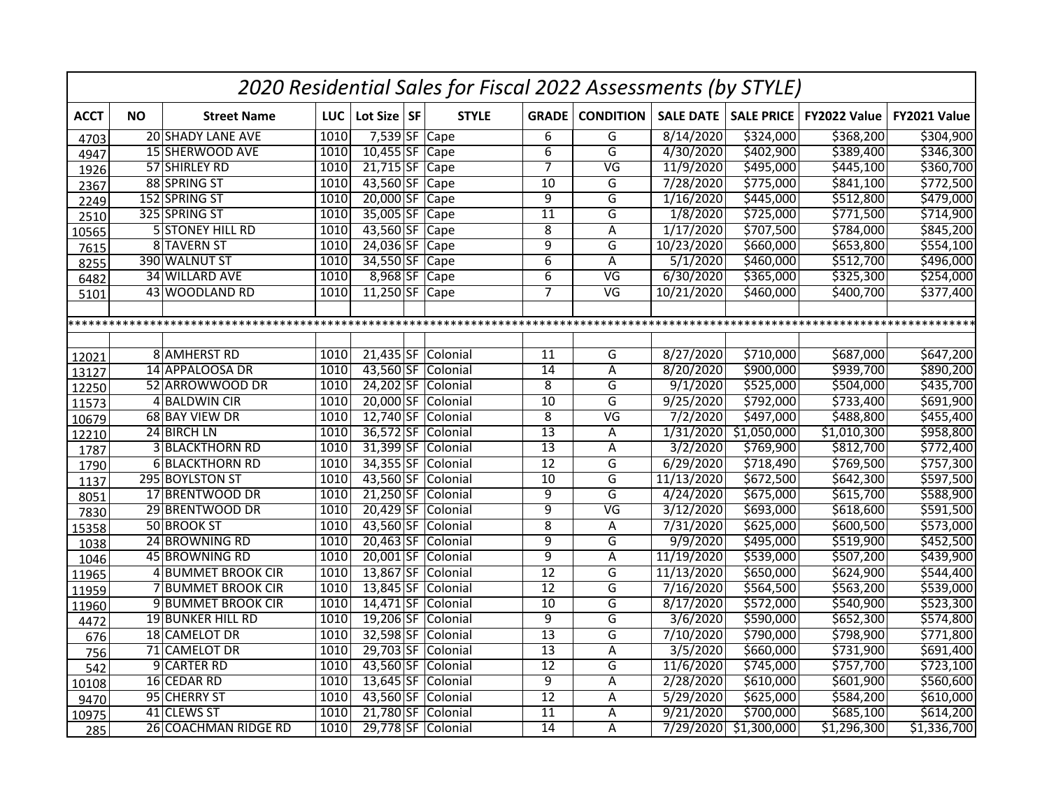# 2020 Residential Sales for Fiscal 2022 Assessments (by STYLE)

| ACCT | NO | Street Name | LUC | Lot Size | SF | STYLE | GRADE | CONDITION | SALE DATE | SALE PRICE | FY2022 Value | FY2021 Value |
|---|---|---|---|---|---|---|---|---|---|---|---|---|
| 4703 | 20 | SHADY LANE AVE | 1010 | 7,539 | SF | Cape | 6 | G | 8/14/2020 | $324,000 | $368,200 | $304,900 |
| 4947 | 15 | SHERWOOD AVE | 1010 | 10,455 | SF | Cape | 6 | G | 4/30/2020 | $402,900 | $389,400 | $346,300 |
| 1926 | 57 | SHIRLEY RD | 1010 | 21,715 | SF | Cape | 7 | VG | 11/9/2020 | $495,000 | $445,100 | $360,700 |
| 2367 | 88 | SPRING ST | 1010 | 43,560 | SF | Cape | 10 | G | 7/28/2020 | $775,000 | $841,100 | $772,500 |
| 2249 | 152 | SPRING ST | 1010 | 20,000 | SF | Cape | 9 | G | 1/16/2020 | $445,000 | $512,800 | $479,000 |
| 2510 | 325 | SPRING ST | 1010 | 35,005 | SF | Cape | 11 | G | 1/8/2020 | $725,000 | $771,500 | $714,900 |
| 10565 | 5 | STONEY HILL RD | 1010 | 43,560 | SF | Cape | 8 | A | 1/17/2020 | $707,500 | $784,000 | $845,200 |
| 7615 | 8 | TAVERN ST | 1010 | 24,036 | SF | Cape | 9 | G | 10/23/2020 | $660,000 | $653,800 | $554,100 |
| 8255 | 390 | WALNUT ST | 1010 | 34,550 | SF | Cape | 6 | A | 5/1/2020 | $460,000 | $512,700 | $496,000 |
| 6482 | 34 | WILLARD AVE | 1010 | 8,968 | SF | Cape | 6 | VG | 6/30/2020 | $365,000 | $325,300 | $254,000 |
| 5101 | 43 | WOODLAND RD | 1010 | 11,250 | SF | Cape | 7 | VG | 10/21/2020 | $460,000 | $400,700 | $377,400 |
| | | | | | | | | | | | | |
| ******** | | | | | | | | | | | | |
| | | | | | | | | | | | | |
| 12021 | 8 | AMHERST RD | 1010 | 21,435 | SF | Colonial | 11 | G | 8/27/2020 | $710,000 | $687,000 | $647,200 |
| 13127 | 14 | APPALOOSA DR | 1010 | 43,560 | SF | Colonial | 14 | A | 8/20/2020 | $900,000 | $939,700 | $890,200 |
| 12250 | 52 | ARROWWOOD DR | 1010 | 24,202 | SF | Colonial | 8 | G | 9/1/2020 | $525,000 | $504,000 | $435,700 |
| 11573 | 4 | BALDWIN CIR | 1010 | 20,000 | SF | Colonial | 10 | G | 9/25/2020 | $792,000 | $733,400 | $691,900 |
| 10679 | 68 | BAY VIEW DR | 1010 | 12,740 | SF | Colonial | 8 | VG | 7/2/2020 | $497,000 | $488,800 | $455,400 |
| 12210 | 24 | BIRCH LN | 1010 | 36,572 | SF | Colonial | 13 | A | 1/31/2020 | $1,050,000 | $1,010,300 | $958,800 |
| 1787 | 3 | BLACKTHORN RD | 1010 | 31,399 | SF | Colonial | 13 | A | 3/2/2020 | $769,900 | $812,700 | $772,400 |
| 1790 | 6 | BLACKTHORN RD | 1010 | 34,355 | SF | Colonial | 12 | G | 6/29/2020 | $718,490 | $769,500 | $757,300 |
| 1137 | 295 | BOYLSTON ST | 1010 | 43,560 | SF | Colonial | 10 | G | 11/13/2020 | $672,500 | $642,300 | $597,500 |
| 8051 | 17 | BRENTWOOD DR | 1010 | 21,250 | SF | Colonial | 9 | G | 4/24/2020 | $675,000 | $615,700 | $588,900 |
| 7830 | 29 | BRENTWOOD DR | 1010 | 20,429 | SF | Colonial | 9 | VG | 3/12/2020 | $693,000 | $618,600 | $591,500 |
| 15358 | 50 | BROOK ST | 1010 | 43,560 | SF | Colonial | 8 | A | 7/31/2020 | $625,000 | $600,500 | $573,000 |
| 1038 | 24 | BROWNING RD | 1010 | 20,463 | SF | Colonial | 9 | G | 9/9/2020 | $495,000 | $519,900 | $452,500 |
| 1046 | 45 | BROWNING RD | 1010 | 20,001 | SF | Colonial | 9 | A | 11/19/2020 | $539,000 | $507,200 | $439,900 |
| 11965 | 4 | BUMMET BROOK CIR | 1010 | 13,867 | SF | Colonial | 12 | G | 11/13/2020 | $650,000 | $624,900 | $544,400 |
| 11959 | 7 | BUMMET BROOK CIR | 1010 | 13,845 | SF | Colonial | 12 | G | 7/16/2020 | $564,500 | $563,200 | $539,000 |
| 11960 | 9 | BUMMET BROOK CIR | 1010 | 14,471 | SF | Colonial | 10 | G | 8/17/2020 | $572,000 | $540,900 | $523,300 |
| 4472 | 19 | BUNKER HILL RD | 1010 | 19,206 | SF | Colonial | 9 | G | 3/6/2020 | $590,000 | $652,300 | $574,800 |
| 676 | 18 | CAMELOT DR | 1010 | 32,598 | SF | Colonial | 13 | G | 7/10/2020 | $790,000 | $798,900 | $771,800 |
| 756 | 71 | CAMELOT DR | 1010 | 29,703 | SF | Colonial | 13 | A | 3/5/2020 | $660,000 | $731,900 | $691,400 |
| 542 | 9 | CARTER RD | 1010 | 43,560 | SF | Colonial | 12 | G | 11/6/2020 | $745,000 | $757,700 | $723,100 |
| 10108 | 16 | CEDAR RD | 1010 | 13,645 | SF | Colonial | 9 | A | 2/28/2020 | $610,000 | $601,900 | $560,600 |
| 9470 | 95 | CHERRY ST | 1010 | 43,560 | SF | Colonial | 12 | A | 5/29/2020 | $625,000 | $584,200 | $610,000 |
| 10975 | 41 | CLEWS ST | 1010 | 21,780 | SF | Colonial | 11 | A | 9/21/2020 | $700,000 | $685,100 | $614,200 |
| 285 | 26 | COACHMAN RIDGE RD | 1010 | 29,778 | SF | Colonial | 14 | A | 7/29/2020 | $1,300,000 | $1,296,300 | $1,336,700 |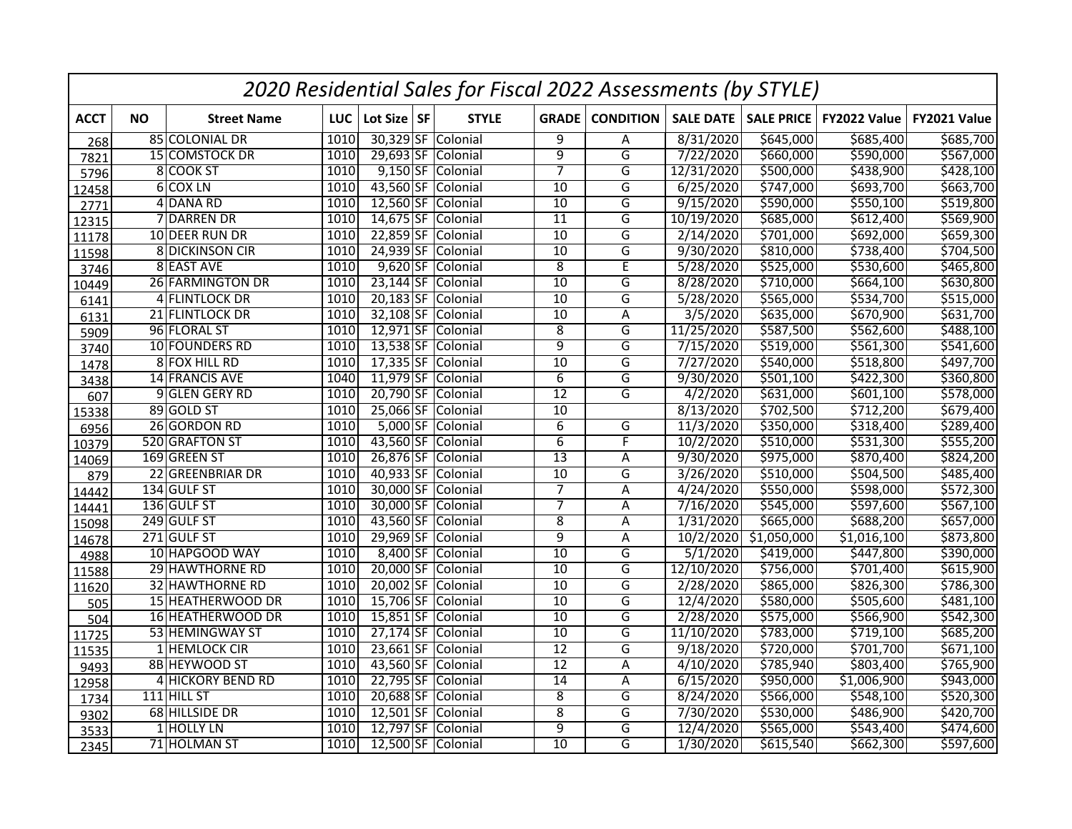| 2020 Residential Sales for Fiscal 2022 Assessments (by STYLE) | | | | | | | | | | | | | |
|---|---|---|---|---|---|---|---|---|---|---|---|---|---|
| ACCT | NO | Street Name | LUC | Lot Size | SF | STYLE | GRADE | CONDITION | SALE DATE | SALE PRICE | FY2022 Value | FY2021 Value |
| 268 | 85 | COLONIAL DR | 1010 | 30,329 | SF | Colonial | 9 | A | 8/31/2020 | $645,000 | $685,400 | $685,700 |
| 7821 | 15 | COMSTOCK DR | 1010 | 29,693 | SF | Colonial | 9 | G | 7/22/2020 | $660,000 | $590,000 | $567,000 |
| 5796 | 8 | COOK ST | 1010 | 9,150 | SF | Colonial | 7 | G | 12/31/2020 | $500,000 | $438,900 | $428,100 |
| 12458 | 6 | COX LN | 1010 | 43,560 | SF | Colonial | 10 | G | 6/25/2020 | $747,000 | $693,700 | $663,700 |
| 2771 | 4 | DANA RD | 1010 | 12,560 | SF | Colonial | 10 | G | 9/15/2020 | $590,000 | $550,100 | $519,800 |
| 12315 | 7 | DARREN DR | 1010 | 14,675 | SF | Colonial | 11 | G | 10/19/2020 | $685,000 | $612,400 | $569,900 |
| 11178 | 10 | DEER RUN DR | 1010 | 22,859 | SF | Colonial | 10 | G | 2/14/2020 | $701,000 | $692,000 | $659,300 |
| 11598 | 8 | DICKINSON CIR | 1010 | 24,939 | SF | Colonial | 10 | G | 9/30/2020 | $810,000 | $738,400 | $704,500 |
| 3746 | 8 | EAST AVE | 1010 | 9,620 | SF | Colonial | 8 | E | 5/28/2020 | $525,000 | $530,600 | $465,800 |
| 10449 | 26 | FARMINGTON DR | 1010 | 23,144 | SF | Colonial | 10 | G | 8/28/2020 | $710,000 | $664,100 | $630,800 |
| 6141 | 4 | FLINTLOCK DR | 1010 | 20,183 | SF | Colonial | 10 | G | 5/28/2020 | $565,000 | $534,700 | $515,000 |
| 6131 | 21 | FLINTLOCK DR | 1010 | 32,108 | SF | Colonial | 10 | A | 3/5/2020 | $635,000 | $670,900 | $631,700 |
| 5909 | 96 | FLORAL ST | 1010 | 12,971 | SF | Colonial | 8 | G | 11/25/2020 | $587,500 | $562,600 | $488,100 |
| 3740 | 10 | FOUNDERS RD | 1010 | 13,538 | SF | Colonial | 9 | G | 7/15/2020 | $519,000 | $561,300 | $541,600 |
| 1478 | 8 | FOX HILL RD | 1010 | 17,335 | SF | Colonial | 10 | G | 7/27/2020 | $540,000 | $518,800 | $497,700 |
| 3438 | 14 | FRANCIS AVE | 1040 | 11,979 | SF | Colonial | 6 | G | 9/30/2020 | $501,100 | $422,300 | $360,800 |
| 607 | 9 | GLEN GERY RD | 1010 | 20,790 | SF | Colonial | 12 | G | 4/2/2020 | $631,000 | $601,100 | $578,000 |
| 15338 | 89 | GOLD ST | 1010 | 25,066 | SF | Colonial | 10 | | 8/13/2020 | $702,500 | $712,200 | $679,400 |
| 6956 | 26 | GORDON RD | 1010 | 5,000 | SF | Colonial | 6 | G | 11/3/2020 | $350,000 | $318,400 | $289,400 |
| 10379 | 520 | GRAFTON ST | 1010 | 43,560 | SF | Colonial | 6 | F | 10/2/2020 | $510,000 | $531,300 | $555,200 |
| 14069 | 169 | GREEN ST | 1010 | 26,876 | SF | Colonial | 13 | A | 9/30/2020 | $975,000 | $870,400 | $824,200 |
| 879 | 22 | GREENBRIAR DR | 1010 | 40,933 | SF | Colonial | 10 | G | 3/26/2020 | $510,000 | $504,500 | $485,400 |
| 14442 | 134 | GULF ST | 1010 | 30,000 | SF | Colonial | 7 | A | 4/24/2020 | $550,000 | $598,000 | $572,300 |
| 14441 | 136 | GULF ST | 1010 | 30,000 | SF | Colonial | 7 | A | 7/16/2020 | $545,000 | $597,600 | $567,100 |
| 15098 | 249 | GULF ST | 1010 | 43,560 | SF | Colonial | 8 | A | 1/31/2020 | $665,000 | $688,200 | $657,000 |
| 14678 | 271 | GULF ST | 1010 | 29,969 | SF | Colonial | 9 | A | 10/2/2020 | $1,050,000 | $1,016,100 | $873,800 |
| 4988 | 10 | HAPGOOD WAY | 1010 | 8,400 | SF | Colonial | 10 | G | 5/1/2020 | $419,000 | $447,800 | $390,000 |
| 11588 | 29 | HAWTHORNE RD | 1010 | 20,000 | SF | Colonial | 10 | G | 12/10/2020 | $756,000 | $701,400 | $615,900 |
| 11620 | 32 | HAWTHORNE RD | 1010 | 20,002 | SF | Colonial | 10 | G | 2/28/2020 | $865,000 | $826,300 | $786,300 |
| 505 | 15 | HEATHERWOOD DR | 1010 | 15,706 | SF | Colonial | 10 | G | 12/4/2020 | $580,000 | $505,600 | $481,100 |
| 504 | 16 | HEATHERWOOD DR | 1010 | 15,851 | SF | Colonial | 10 | G | 2/28/2020 | $575,000 | $566,900 | $542,300 |
| 11725 | 53 | HEMINGWAY ST | 1010 | 27,174 | SF | Colonial | 10 | G | 11/10/2020 | $783,000 | $719,100 | $685,200 |
| 11535 | 1 | HEMLOCK CIR | 1010 | 23,661 | SF | Colonial | 12 | G | 9/18/2020 | $720,000 | $701,700 | $671,100 |
| 9493 | 8B | HEYWOOD ST | 1010 | 43,560 | SF | Colonial | 12 | A | 4/10/2020 | $785,940 | $803,400 | $765,900 |
| 12958 | 4 | HICKORY BEND RD | 1010 | 22,795 | SF | Colonial | 14 | A | 6/15/2020 | $950,000 | $1,006,900 | $943,000 |
| 1734 | 111 | HILL ST | 1010 | 20,688 | SF | Colonial | 8 | G | 8/24/2020 | $566,000 | $548,100 | $520,300 |
| 9302 | 68 | HILLSIDE DR | 1010 | 12,501 | SF | Colonial | 8 | G | 7/30/2020 | $530,000 | $486,900 | $420,700 |
| 3533 | 1 | HOLLY LN | 1010 | 12,797 | SF | Colonial | 9 | G | 12/4/2020 | $565,000 | $543,400 | $474,600 |
| 2345 | 71 | HOLMAN ST | 1010 | 12,500 | SF | Colonial | 10 | G | 1/30/2020 | $615,540 | $662,300 | $597,600 |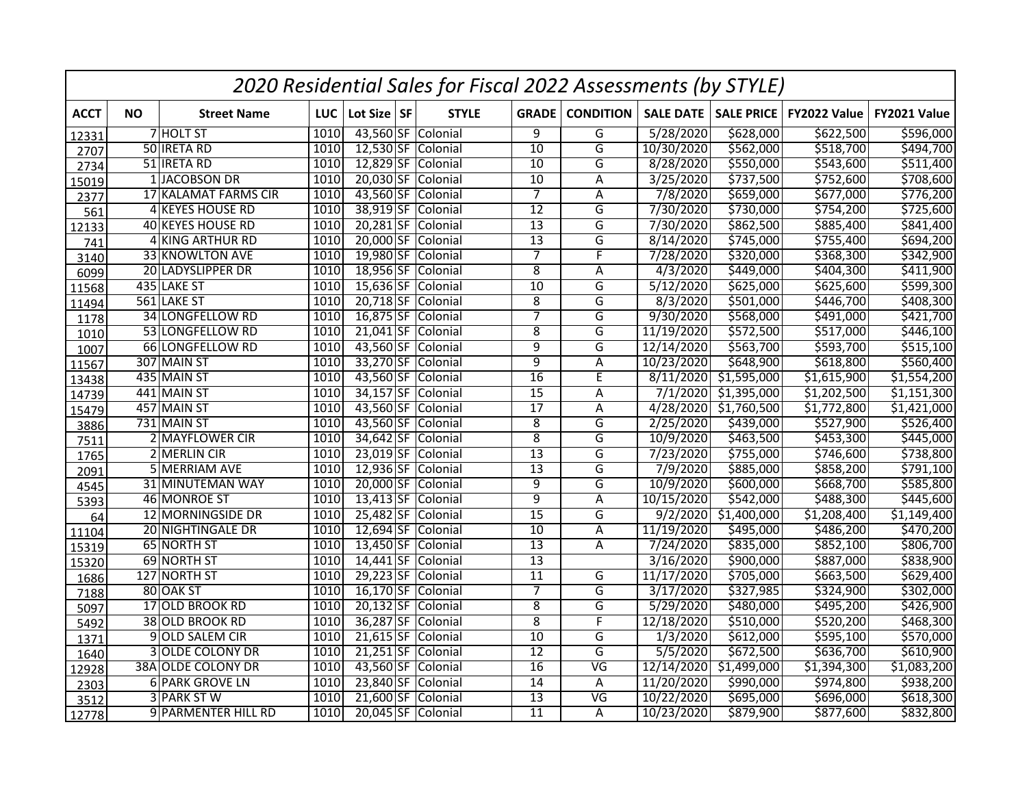| 2020 Residential Sales for Fiscal 2022 Assessments (by STYLE) | | | | | | | | | | | | | |
|---|---|---|---|---|---|---|---|---|---|---|---|---|---|
| **ACCT** | **NO** | **Street Name** | **LUC** | **Lot Size** | **SF** | **STYLE** | **GRADE** | **CONDITION** | **SALE DATE** | **SALE PRICE** | **FY2022 Value** | **FY2021 Value** |
| 12331 | 7 | HOLT ST | 1010 | 43,560 | SF | Colonial | 9 | G | 5/28/2020 | $628,000 | $622,500 | $596,000 |
| 2707 | 50 | IRETA RD | 1010 | 12,530 | SF | Colonial | 10 | G | 10/30/2020 | $562,000 | $518,700 | $494,700 |
| 2734 | 51 | IRETA RD | 1010 | 12,829 | SF | Colonial | 10 | G | 8/28/2020 | $550,000 | $543,600 | $511,400 |
| 15019 | 1 | JACOBSON DR | 1010 | 20,030 | SF | Colonial | 10 | A | 3/25/2020 | $737,500 | $752,600 | $708,600 |
| 2377 | 17 | KALAMAT FARMS CIR | 1010 | 43,560 | SF | Colonial | 7 | A | 7/8/2020 | $659,000 | $677,000 | $776,200 |
| 561 | 4 | KEYES HOUSE RD | 1010 | 38,919 | SF | Colonial | 12 | G | 7/30/2020 | $730,000 | $754,200 | $725,600 |
| 12133 | 40 | KEYES HOUSE RD | 1010 | 20,281 | SF | Colonial | 13 | G | 7/30/2020 | $862,500 | $885,400 | $841,400 |
| 741 | 4 | KING ARTHUR RD | 1010 | 20,000 | SF | Colonial | 13 | G | 8/14/2020 | $745,000 | $755,400 | $694,200 |
| 3140 | 33 | KNOWLTON AVE | 1010 | 19,980 | SF | Colonial | 7 | F | 7/28/2020 | $320,000 | $368,300 | $342,900 |
| 6099 | 20 | LADYSLIPPER DR | 1010 | 18,956 | SF | Colonial | 8 | A | 4/3/2020 | $449,000 | $404,300 | $411,900 |
| 11568 | 435 | LAKE ST | 1010 | 15,636 | SF | Colonial | 10 | G | 5/12/2020 | $625,000 | $625,600 | $599,300 |
| 11494 | 561 | LAKE ST | 1010 | 20,718 | SF | Colonial | 8 | G | 8/3/2020 | $501,000 | $446,700 | $408,300 |
| 1178 | 34 | LONGFELLOW RD | 1010 | 16,875 | SF | Colonial | 7 | G | 9/30/2020 | $568,000 | $491,000 | $421,700 |
| 1010 | 53 | LONGFELLOW RD | 1010 | 21,041 | SF | Colonial | 8 | G | 11/19/2020 | $572,500 | $517,000 | $446,100 |
| 1007 | 66 | LONGFELLOW RD | 1010 | 43,560 | SF | Colonial | 9 | G | 12/14/2020 | $563,700 | $593,700 | $515,100 |
| 11567 | 307 | MAIN ST | 1010 | 33,270 | SF | Colonial | 9 | A | 10/23/2020 | $648,900 | $618,800 | $560,400 |
| 13438 | 435 | MAIN ST | 1010 | 43,560 | SF | Colonial | 16 | E | 8/11/2020 | $1,595,000 | $1,615,900 | $1,554,200 |
| 14739 | 441 | MAIN ST | 1010 | 34,157 | SF | Colonial | 15 | A | 7/1/2020 | $1,395,000 | $1,202,500 | $1,151,300 |
| 15479 | 457 | MAIN ST | 1010 | 43,560 | SF | Colonial | 17 | A | 4/28/2020 | $1,760,500 | $1,772,800 | $1,421,000 |
| 3886 | 731 | MAIN ST | 1010 | 43,560 | SF | Colonial | 8 | G | 2/25/2020 | $439,000 | $527,900 | $526,400 |
| 7511 | 2 | MAYFLOWER CIR | 1010 | 34,642 | SF | Colonial | 8 | G | 10/9/2020 | $463,500 | $453,300 | $445,000 |
| 1765 | 2 | MERLIN CIR | 1010 | 23,019 | SF | Colonial | 13 | G | 7/23/2020 | $755,000 | $746,600 | $738,800 |
| 2091 | 5 | MERRIAM AVE | 1010 | 12,936 | SF | Colonial | 13 | G | 7/9/2020 | $885,000 | $858,200 | $791,100 |
| 4545 | 31 | MINUTEMAN WAY | 1010 | 20,000 | SF | Colonial | 9 | G | 10/9/2020 | $600,000 | $668,700 | $585,800 |
| 5393 | 46 | MONROE ST | 1010 | 13,413 | SF | Colonial | 9 | A | 10/15/2020 | $542,000 | $488,300 | $445,600 |
| 64 | 12 | MORNINGSIDE DR | 1010 | 25,482 | SF | Colonial | 15 | G | 9/2/2020 | $1,400,000 | $1,208,400 | $1,149,400 |
| 11104 | 20 | NIGHTINGALE DR | 1010 | 12,694 | SF | Colonial | 10 | A | 11/19/2020 | $495,000 | $486,200 | $470,200 |
| 15319 | 65 | NORTH ST | 1010 | 13,450 | SF | Colonial | 13 | A | 7/24/2020 | $835,000 | $852,100 | $806,700 |
| 15320 | 69 | NORTH ST | 1010 | 14,441 | SF | Colonial | 13 | | 3/16/2020 | $900,000 | $887,000 | $838,900 |
| 1686 | 127 | NORTH ST | 1010 | 29,223 | SF | Colonial | 11 | G | 11/17/2020 | $705,000 | $663,500 | $629,400 |
| 7188 | 80 | OAK ST | 1010 | 16,170 | SF | Colonial | 7 | G | 3/17/2020 | $327,985 | $324,900 | $302,000 |
| 5097 | 17 | OLD BROOK RD | 1010 | 20,132 | SF | Colonial | 8 | G | 5/29/2020 | $480,000 | $495,200 | $426,900 |
| 5492 | 38 | OLD BROOK RD | 1010 | 36,287 | SF | Colonial | 8 | F | 12/18/2020 | $510,000 | $520,200 | $468,300 |
| 1371 | 9 | OLD SALEM CIR | 1010 | 21,615 | SF | Colonial | 10 | G | 1/3/2020 | $612,000 | $595,100 | $570,000 |
| 1640 | 3 | OLDE COLONY DR | 1010 | 21,251 | SF | Colonial | 12 | G | 5/5/2020 | $672,500 | $636,700 | $610,900 |
| 12928 | 38A | OLDE COLONY DR | 1010 | 43,560 | SF | Colonial | 16 | VG | 12/14/2020 | $1,499,000 | $1,394,300 | $1,083,200 |
| 2303 | 6 | PARK GROVE LN | 1010 | 23,840 | SF | Colonial | 14 | A | 11/20/2020 | $990,000 | $974,800 | $938,200 |
| 3512 | 3 | PARK ST W | 1010 | 21,600 | SF | Colonial | 13 | VG | 10/22/2020 | $695,000 | $696,000 | $618,300 |
| 12778 | 9 | PARMENTER HILL RD | 1010 | 20,045 | SF | Colonial | 11 | A | 10/23/2020 | $879,900 | $877,600 | $832,800 |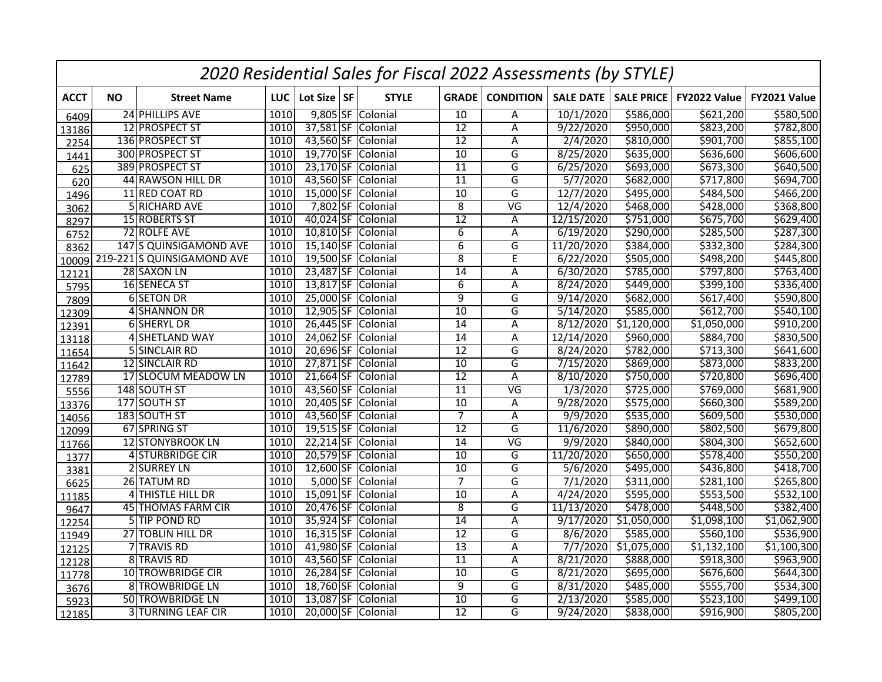# 2020 Residential Sales for Fiscal 2022 Assessments (by STYLE)

| ACCT | NO | Street Name | LUC | Lot Size | SF | STYLE | GRADE | CONDITION | SALE DATE | SALE PRICE | FY2022 Value | FY2021 Value |
|---|---|---|---|---|---|---|---|---|---|---|---|---|
| 6409 | 24 | PHILLIPS AVE | 1010 | 9,805 | SF | Colonial | 10 | A | 10/1/2020 | $586,000 | $621,200 | $580,500 |
| 13186 | 12 | PROSPECT ST | 1010 | 37,581 | SF | Colonial | 12 | A | 9/22/2020 | $950,000 | $823,200 | $782,800 |
| 2254 | 136 | PROSPECT ST | 1010 | 43,560 | SF | Colonial | 12 | A | 2/4/2020 | $810,000 | $901,700 | $855,100 |
| 1441 | 300 | PROSPECT ST | 1010 | 19,770 | SF | Colonial | 10 | G | 8/25/2020 | $635,000 | $636,600 | $606,600 |
| 625 | 389 | PROSPECT ST | 1010 | 23,170 | SF | Colonial | 11 | G | 6/25/2020 | $693,000 | $673,300 | $640,500 |
| 620 | 44 | RAWSON HILL DR | 1010 | 43,560 | SF | Colonial | 11 | G | 5/7/2020 | $682,000 | $717,800 | $694,700 |
| 1496 | 11 | RED COAT RD | 1010 | 15,000 | SF | Colonial | 10 | G | 12/7/2020 | $495,000 | $484,500 | $466,200 |
| 3062 | 5 | RICHARD AVE | 1010 | 7,802 | SF | Colonial | 8 | VG | 12/4/2020 | $468,000 | $428,000 | $368,800 |
| 8297 | 15 | ROBERTS ST | 1010 | 40,024 | SF | Colonial | 12 | A | 12/15/2020 | $751,000 | $675,700 | $629,400 |
| 6752 | 72 | ROLFE AVE | 1010 | 10,810 | SF | Colonial | 6 | A | 6/19/2020 | $290,000 | $285,500 | $287,300 |
| 8362 | 147 | S QUINSIGAMOND AVE | 1010 | 15,140 | SF | Colonial | 6 | G | 11/20/2020 | $384,000 | $332,300 | $284,300 |
| 10009 | 219-221 | S QUINSIGAMOND AVE | 1010 | 19,500 | SF | Colonial | 8 | E | 6/22/2020 | $505,000 | $498,200 | $445,800 |
| 12121 | 28 | SAXON LN | 1010 | 23,487 | SF | Colonial | 14 | A | 6/30/2020 | $785,000 | $797,800 | $763,400 |
| 5795 | 16 | SENECA ST | 1010 | 13,817 | SF | Colonial | 6 | A | 8/24/2020 | $449,000 | $399,100 | $336,400 |
| 7809 | 6 | SETON DR | 1010 | 25,000 | SF | Colonial | 9 | G | 9/14/2020 | $682,000 | $617,400 | $590,800 |
| 12309 | 4 | SHANNON DR | 1010 | 12,905 | SF | Colonial | 10 | G | 5/14/2020 | $585,000 | $612,700 | $540,100 |
| 12391 | 6 | SHERYL DR | 1010 | 26,445 | SF | Colonial | 14 | A | 8/12/2020 | $1,120,000 | $1,050,000 | $910,200 |
| 13118 | 4 | SHETLAND WAY | 1010 | 24,062 | SF | Colonial | 14 | A | 12/14/2020 | $960,000 | $884,700 | $830,500 |
| 11654 | 5 | SINCLAIR RD | 1010 | 20,696 | SF | Colonial | 12 | G | 8/24/2020 | $782,000 | $713,300 | $641,600 |
| 11642 | 12 | SINCLAIR RD | 1010 | 27,871 | SF | Colonial | 10 | G | 7/15/2020 | $869,000 | $873,000 | $833,200 |
| 12789 | 17 | SLOCUM MEADOW LN | 1010 | 21,664 | SF | Colonial | 12 | A | 8/10/2020 | $750,000 | $720,800 | $696,400 |
| 5556 | 148 | SOUTH ST | 1010 | 43,560 | SF | Colonial | 11 | VG | 1/3/2020 | $725,000 | $769,000 | $681,900 |
| 13376 | 177 | SOUTH ST | 1010 | 20,405 | SF | Colonial | 10 | A | 9/28/2020 | $575,000 | $660,300 | $589,200 |
| 14056 | 183 | SOUTH ST | 1010 | 43,560 | SF | Colonial | 7 | A | 9/9/2020 | $535,000 | $609,500 | $530,000 |
| 12099 | 67 | SPRING ST | 1010 | 19,515 | SF | Colonial | 12 | G | 11/6/2020 | $890,000 | $802,500 | $679,800 |
| 11766 | 12 | STONYBROOK LN | 1010 | 22,214 | SF | Colonial | 14 | VG | 9/9/2020 | $840,000 | $804,300 | $652,600 |
| 1377 | 4 | STURBRIDGE CIR | 1010 | 20,579 | SF | Colonial | 10 | G | 11/20/2020 | $650,000 | $578,400 | $550,200 |
| 3381 | 2 | SURREY LN | 1010 | 12,600 | SF | Colonial | 10 | G | 5/6/2020 | $495,000 | $436,800 | $418,700 |
| 6625 | 26 | TATUM RD | 1010 | 5,000 | SF | Colonial | 7 | G | 7/1/2020 | $311,000 | $281,100 | $265,800 |
| 11185 | 4 | THISTLE HILL DR | 1010 | 15,091 | SF | Colonial | 10 | A | 4/24/2020 | $595,000 | $553,500 | $532,100 |
| 9647 | 45 | THOMAS FARM CIR | 1010 | 20,476 | SF | Colonial | 8 | G | 11/13/2020 | $478,000 | $448,500 | $382,400 |
| 12254 | 5 | TIP POND RD | 1010 | 35,924 | SF | Colonial | 14 | A | 9/17/2020 | $1,050,000 | $1,098,100 | $1,062,900 |
| 11949 | 27 | TOBLIN HILL DR | 1010 | 16,315 | SF | Colonial | 12 | G | 8/6/2020 | $585,000 | $560,100 | $536,900 |
| 12125 | 7 | TRAVIS RD | 1010 | 41,980 | SF | Colonial | 13 | A | 7/7/2020 | $1,075,000 | $1,132,100 | $1,100,300 |
| 12128 | 8 | TRAVIS RD | 1010 | 43,560 | SF | Colonial | 11 | A | 8/21/2020 | $888,000 | $918,300 | $963,900 |
| 11778 | 10 | TROWBRIDGE CIR | 1010 | 26,284 | SF | Colonial | 10 | G | 8/21/2020 | $695,000 | $676,600 | $644,300 |
| 3676 | 8 | TROWBRIDGE LN | 1010 | 18,760 | SF | Colonial | 9 | G | 8/31/2020 | $485,000 | $555,700 | $534,300 |
| 5923 | 50 | TROWBRIDGE LN | 1010 | 13,087 | SF | Colonial | 10 | G | 2/13/2020 | $585,000 | $523,100 | $499,100 |
| 12185 | 3 | TURNING LEAF CIR | 1010 | 20,000 | SF | Colonial | 12 | G | 9/24/2020 | $838,000 | $916,900 | $805,200 |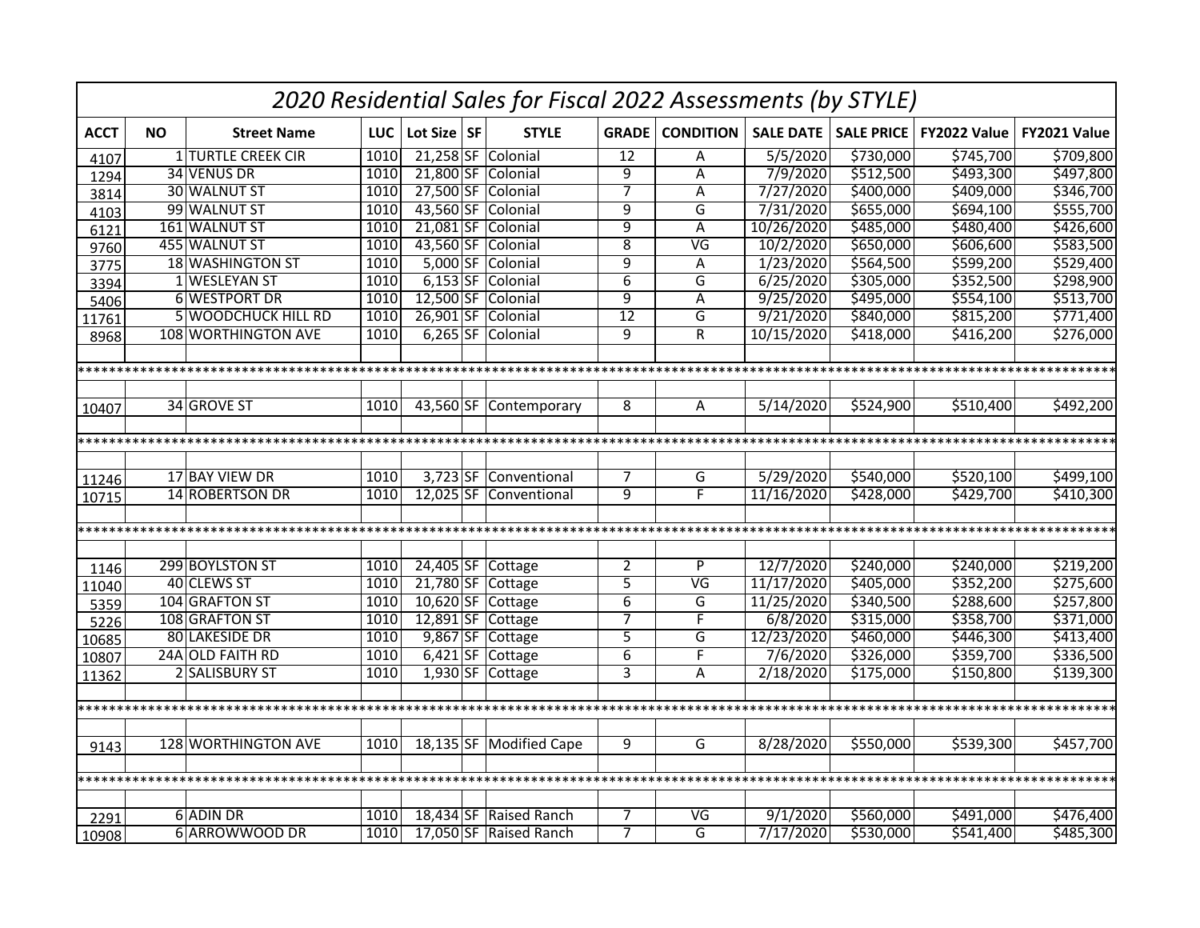# 2020 Residential Sales for Fiscal 2022 Assessments (by STYLE)

| ACCT | NO | Street Name | LUC | Lot Size | SF | STYLE | GRADE | CONDITION | SALE DATE | SALE PRICE | FY2022 Value | FY2021 Value |
|---|---|---|---|---|---|---|---|---|---|---|---|---|
| 4107 | 1 | TURTLE CREEK CIR | 1010 | 21,258 | SF | Colonial | 12 | A | 5/5/2020 | $730,000 | $745,700 | $709,800 |
| 1294 | 34 | VENUS DR | 1010 | 21,800 | SF | Colonial | 9 | A | 7/9/2020 | $512,500 | $493,300 | $497,800 |
| 3814 | 30 | WALNUT ST | 1010 | 27,500 | SF | Colonial | 7 | A | 7/27/2020 | $400,000 | $409,000 | $346,700 |
| 4103 | 99 | WALNUT ST | 1010 | 43,560 | SF | Colonial | 9 | G | 7/31/2020 | $655,000 | $694,100 | $555,700 |
| 6121 | 161 | WALNUT ST | 1010 | 21,081 | SF | Colonial | 9 | A | 10/26/2020 | $485,000 | $480,400 | $426,600 |
| 9760 | 455 | WALNUT ST | 1010 | 43,560 | SF | Colonial | 8 | VG | 10/2/2020 | $650,000 | $606,600 | $583,500 |
| 3775 | 18 | WASHINGTON ST | 1010 | 5,000 | SF | Colonial | 9 | A | 1/23/2020 | $564,500 | $599,200 | $529,400 |
| 3394 | 1 | WESLEYAN ST | 1010 | 6,153 | SF | Colonial | 6 | G | 6/25/2020 | $305,000 | $352,500 | $298,900 |
| 5406 | 6 | WESTPORT DR | 1010 | 12,500 | SF | Colonial | 9 | A | 9/25/2020 | $495,000 | $554,100 | $513,700 |
| 11761 | 5 | WOODCHUCK HILL RD | 1010 | 26,901 | SF | Colonial | 12 | G | 9/21/2020 | $840,000 | $815,200 | $771,400 |
| 8968 | 108 | WORTHINGTON AVE | 1010 | 6,265 | SF | Colonial | 9 | R | 10/15/2020 | $418,000 | $416,200 | $276,000 |
| | | | | | | | | | | | | |
| ****** | | | | | | | | | | | | |
| | | | | | | | | | | | | |
| 10407 | 34 | GROVE ST | 1010 | 43,560 | SF | Contemporary | 8 | A | 5/14/2020 | $524,900 | $510,400 | $492,200 |
| | | | | | | | | | | | | |
| ****** | | | | | | | | | | | | |
| | | | | | | | | | | | | |
| 11246 | 17 | BAY VIEW DR | 1010 | 3,723 | SF | Conventional | 7 | G | 5/29/2020 | $540,000 | $520,100 | $499,100 |
| 10715 | 14 | ROBERTSON DR | 1010 | 12,025 | SF | Conventional | 9 | F | 11/16/2020 | $428,000 | $429,700 | $410,300 |
| | | | | | | | | | | | | |
| ****** | | | | | | | | | | | | |
| | | | | | | | | | | | | |
| 1146 | 299 | BOYLSTON ST | 1010 | 24,405 | SF | Cottage | 2 | P | 12/7/2020 | $240,000 | $240,000 | $219,200 |
| 11040 | 40 | CLEWS ST | 1010 | 21,780 | SF | Cottage | 5 | VG | 11/17/2020 | $405,000 | $352,200 | $275,600 |
| 5359 | 104 | GRAFTON ST | 1010 | 10,620 | SF | Cottage | 6 | G | 11/25/2020 | $340,500 | $288,600 | $257,800 |
| 5226 | 108 | GRAFTON ST | 1010 | 12,891 | SF | Cottage | 7 | F | 6/8/2020 | $315,000 | $358,700 | $371,000 |
| 10685 | 80 | LAKESIDE DR | 1010 | 9,867 | SF | Cottage | 5 | G | 12/23/2020 | $460,000 | $446,300 | $413,400 |
| 10807 | 24A | OLD FAITH RD | 1010 | 6,421 | SF | Cottage | 6 | F | 7/6/2020 | $326,000 | $359,700 | $336,500 |
| 11362 | 2 | SALISBURY ST | 1010 | 1,930 | SF | Cottage | 3 | A | 2/18/2020 | $175,000 | $150,800 | $139,300 |
| | | | | | | | | | | | | |
| ****** | | | | | | | | | | | | |
| | | | | | | | | | | | | |
| 9143 | 128 | WORTHINGTON AVE | 1010 | 18,135 | SF | Modified Cape | 9 | G | 8/28/2020 | $550,000 | $539,300 | $457,700 |
| | | | | | | | | | | | | |
| ****** | | | | | | | | | | | | |
| | | | | | | | | | | | | |
| 2291 | 6 | ADIN DR | 1010 | 18,434 | SF | Raised Ranch | 7 | VG | 9/1/2020 | $560,000 | $491,000 | $476,400 |
| 10908 | 6 | ARROWWOOD DR | 1010 | 17,050 | SF | Raised Ranch | 7 | G | 7/17/2020 | $530,000 | $541,400 | $485,300 |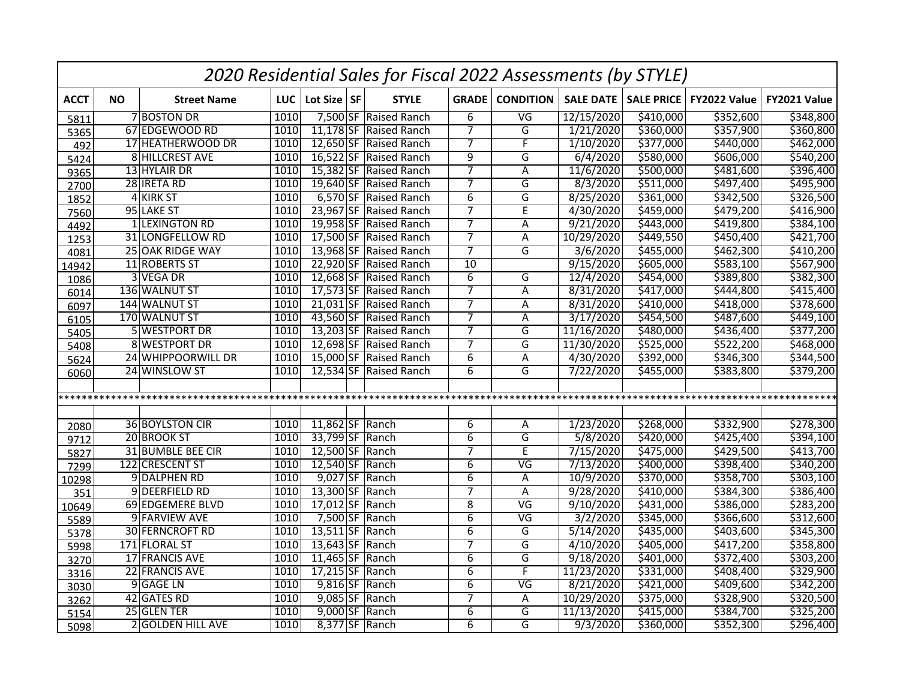# 2020 Residential Sales for Fiscal 2022 Assessments (by STYLE)

| ACCT | NO | Street Name | LUC | Lot Size | SF | STYLE | GRADE | CONDITION | SALE DATE | SALE PRICE | FY2022 Value | FY2021 Value |
|---|---|---|---|---|---|---|---|---|---|---|---|---|
| 5811 | 7 | BOSTON DR | 1010 | 7,500 | SF | Raised Ranch | 6 | VG | 12/15/2020 | $410,000 | $352,600 | $348,800 |
| 5365 | 67 | EDGEWOOD RD | 1010 | 11,178 | SF | Raised Ranch | 7 | G | 1/21/2020 | $360,000 | $357,900 | $360,800 |
| 492 | 17 | HEATHERWOOD DR | 1010 | 12,650 | SF | Raised Ranch | 7 | F | 1/10/2020 | $377,000 | $440,000 | $462,000 |
| 5424 | 8 | HILLCREST AVE | 1010 | 16,522 | SF | Raised Ranch | 9 | G | 6/4/2020 | $580,000 | $606,000 | $540,200 |
| 9365 | 13 | HYLAIR DR | 1010 | 15,382 | SF | Raised Ranch | 7 | A | 11/6/2020 | $500,000 | $481,600 | $396,400 |
| 2700 | 28 | IRETA RD | 1010 | 19,640 | SF | Raised Ranch | 7 | G | 8/3/2020 | $511,000 | $497,400 | $495,900 |
| 1852 | 4 | KIRK ST | 1010 | 6,570 | SF | Raised Ranch | 6 | G | 8/25/2020 | $361,000 | $342,500 | $326,500 |
| 7560 | 95 | LAKE ST | 1010 | 23,967 | SF | Raised Ranch | 7 | E | 4/30/2020 | $459,000 | $479,200 | $416,900 |
| 4492 | 1 | LEXINGTON RD | 1010 | 19,958 | SF | Raised Ranch | 7 | A | 9/21/2020 | $443,000 | $419,800 | $384,100 |
| 1253 | 31 | LONGFELLOW RD | 1010 | 17,500 | SF | Raised Ranch | 7 | A | 10/29/2020 | $449,550 | $450,400 | $421,700 |
| 4081 | 25 | OAK RIDGE WAY | 1010 | 13,968 | SF | Raised Ranch | 7 | G | 3/6/2020 | $455,000 | $462,300 | $410,200 |
| 14942 | 11 | ROBERTS ST | 1010 | 22,920 | SF | Raised Ranch | 10 | | 9/15/2020 | $605,000 | $583,100 | $567,900 |
| 1086 | 3 | VEGA DR | 1010 | 12,668 | SF | Raised Ranch | 6 | G | 12/4/2020 | $454,000 | $389,800 | $382,300 |
| 6014 | 136 | WALNUT ST | 1010 | 17,573 | SF | Raised Ranch | 7 | A | 8/31/2020 | $417,000 | $444,800 | $415,400 |
| 6097 | 144 | WALNUT ST | 1010 | 21,031 | SF | Raised Ranch | 7 | A | 8/31/2020 | $410,000 | $418,000 | $378,600 |
| 6105 | 170 | WALNUT ST | 1010 | 43,560 | SF | Raised Ranch | 7 | A | 3/17/2020 | $454,500 | $487,600 | $449,100 |
| 5405 | 5 | WESTPORT DR | 1010 | 13,203 | SF | Raised Ranch | 7 | G | 11/16/2020 | $480,000 | $436,400 | $377,200 |
| 5408 | 8 | WESTPORT DR | 1010 | 12,698 | SF | Raised Ranch | 7 | G | 11/30/2020 | $525,000 | $522,200 | $468,000 |
| 5624 | 24 | WHIPPOORWILL DR | 1010 | 15,000 | SF | Raised Ranch | 6 | A | 4/30/2020 | $392,000 | $346,300 | $344,500 |
| 6060 | 24 | WINSLOW ST | 1010 | 12,534 | SF | Raised Ranch | 6 | G | 7/22/2020 | $455,000 | $383,800 | $379,200 |
| | | | | | | | | | | | | |
| ******** | | | | | | | | | | | | |
| | | | | | | | | | | | | |
| 2080 | 36 | BOYLSTON CIR | 1010 | 11,862 | SF | Ranch | 6 | A | 1/23/2020 | $268,000 | $332,900 | $278,300 |
| 9712 | 20 | BROOK ST | 1010 | 33,799 | SF | Ranch | 6 | G | 5/8/2020 | $420,000 | $425,400 | $394,100 |
| 5827 | 31 | BUMBLE BEE CIR | 1010 | 12,500 | SF | Ranch | 7 | E | 7/15/2020 | $475,000 | $429,500 | $413,700 |
| 7299 | 122 | CRESCENT ST | 1010 | 12,540 | SF | Ranch | 6 | VG | 7/13/2020 | $400,000 | $398,400 | $340,200 |
| 10298 | 9 | DALPHEN RD | 1010 | 9,027 | SF | Ranch | 6 | A | 10/9/2020 | $370,000 | $358,700 | $303,100 |
| 351 | 9 | DEERFIELD RD | 1010 | 13,300 | SF | Ranch | 7 | A | 9/28/2020 | $410,000 | $384,300 | $386,400 |
| 10649 | 69 | EDGEMERE BLVD | 1010 | 17,012 | SF | Ranch | 8 | VG | 9/10/2020 | $431,000 | $386,000 | $283,200 |
| 5589 | 9 | FARVIEW AVE | 1010 | 7,500 | SF | Ranch | 6 | VG | 3/2/2020 | $345,000 | $366,600 | $312,600 |
| 5378 | 30 | FERNCROFT RD | 1010 | 13,511 | SF | Ranch | 6 | G | 5/14/2020 | $435,000 | $403,600 | $345,300 |
| 5998 | 171 | FLORAL ST | 1010 | 13,643 | SF | Ranch | 7 | G | 4/10/2020 | $405,000 | $417,200 | $358,800 |
| 3270 | 17 | FRANCIS AVE | 1010 | 11,465 | SF | Ranch | 6 | G | 9/18/2020 | $401,000 | $372,400 | $303,200 |
| 3316 | 22 | FRANCIS AVE | 1010 | 17,215 | SF | Ranch | 6 | F | 11/23/2020 | $331,000 | $408,400 | $329,900 |
| 3030 | 9 | GAGE LN | 1010 | 9,816 | SF | Ranch | 6 | VG | 8/21/2020 | $421,000 | $409,600 | $342,200 |
| 3262 | 42 | GATES RD | 1010 | 9,085 | SF | Ranch | 7 | A | 10/29/2020 | $375,000 | $328,900 | $320,500 |
| 5154 | 25 | GLEN TER | 1010 | 9,000 | SF | Ranch | 6 | G | 11/13/2020 | $415,000 | $384,700 | $325,200 |
| 5098 | 2 | GOLDEN HILL AVE | 1010 | 8,377 | SF | Ranch | 6 | G | 9/3/2020 | $360,000 | $352,300 | $296,400 |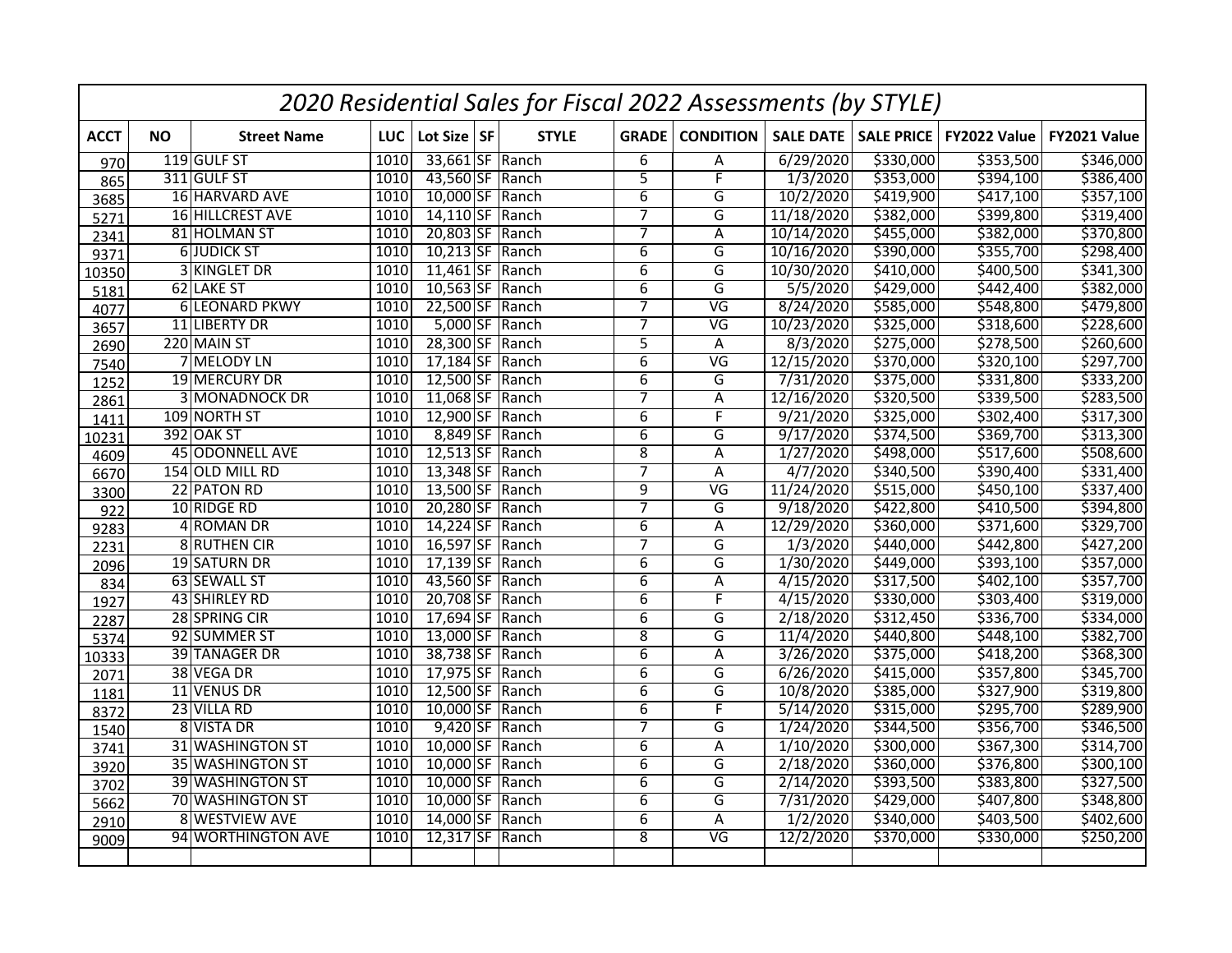| 2020 Residential Sales for Fiscal 2022 Assessments (by STYLE) | | | | | | | | | | | | | |
|---|---|---|---|---|---|---|---|---|---|---|---|---|---|
| ACCT | NO | Street Name | LUC | Lot Size | SF | STYLE | GRADE | CONDITION | SALE DATE | SALE PRICE | FY2022 Value | FY2021 Value |
| 970 | 119 | GULF ST | 1010 | 33,661 | SF | Ranch | 6 | A | 6/29/2020 | $330,000 | $353,500 | $346,000 |
| 865 | 311 | GULF ST | 1010 | 43,560 | SF | Ranch | 5 | F | 1/3/2020 | $353,000 | $394,100 | $386,400 |
| 3685 | 16 | HARVARD AVE | 1010 | 10,000 | SF | Ranch | 6 | G | 10/2/2020 | $419,900 | $417,100 | $357,100 |
| 5271 | 16 | HILLCREST AVE | 1010 | 14,110 | SF | Ranch | 7 | G | 11/18/2020 | $382,000 | $399,800 | $319,400 |
| 2341 | 81 | HOLMAN ST | 1010 | 20,803 | SF | Ranch | 7 | A | 10/14/2020 | $455,000 | $382,000 | $370,800 |
| 9371 | 6 | JUDICK ST | 1010 | 10,213 | SF | Ranch | 6 | G | 10/16/2020 | $390,000 | $355,700 | $298,400 |
| 10350 | 3 | KINGLET DR | 1010 | 11,461 | SF | Ranch | 6 | G | 10/30/2020 | $410,000 | $400,500 | $341,300 |
| 5181 | 62 | LAKE ST | 1010 | 10,563 | SF | Ranch | 6 | G | 5/5/2020 | $429,000 | $442,400 | $382,000 |
| 4077 | 6 | LEONARD PKWY | 1010 | 22,500 | SF | Ranch | 7 | VG | 8/24/2020 | $585,000 | $548,800 | $479,800 |
| 3657 | 11 | LIBERTY DR | 1010 | 5,000 | SF | Ranch | 7 | VG | 10/23/2020 | $325,000 | $318,600 | $228,600 |
| 2690 | 220 | MAIN ST | 1010 | 28,300 | SF | Ranch | 5 | A | 8/3/2020 | $275,000 | $278,500 | $260,600 |
| 7540 | 7 | MELODY LN | 1010 | 17,184 | SF | Ranch | 6 | VG | 12/15/2020 | $370,000 | $320,100 | $297,700 |
| 1252 | 19 | MERCURY DR | 1010 | 12,500 | SF | Ranch | 6 | G | 7/31/2020 | $375,000 | $331,800 | $333,200 |
| 2861 | 3 | MONADNOCK DR | 1010 | 11,068 | SF | Ranch | 7 | A | 12/16/2020 | $320,500 | $339,500 | $283,500 |
| 1411 | 109 | NORTH ST | 1010 | 12,900 | SF | Ranch | 6 | F | 9/21/2020 | $325,000 | $302,400 | $317,300 |
| 10231 | 392 | OAK ST | 1010 | 8,849 | SF | Ranch | 6 | G | 9/17/2020 | $374,500 | $369,700 | $313,300 |
| 4609 | 45 | ODONNELL AVE | 1010 | 12,513 | SF | Ranch | 8 | A | 1/27/2020 | $498,000 | $517,600 | $508,600 |
| 6670 | 154 | OLD MILL RD | 1010 | 13,348 | SF | Ranch | 7 | A | 4/7/2020 | $340,500 | $390,400 | $331,400 |
| 3300 | 22 | PATON RD | 1010 | 13,500 | SF | Ranch | 9 | VG | 11/24/2020 | $515,000 | $450,100 | $337,400 |
| 922 | 10 | RIDGE RD | 1010 | 20,280 | SF | Ranch | 7 | G | 9/18/2020 | $422,800 | $410,500 | $394,800 |
| 9283 | 4 | ROMAN DR | 1010 | 14,224 | SF | Ranch | 6 | A | 12/29/2020 | $360,000 | $371,600 | $329,700 |
| 2231 | 8 | RUTHEN CIR | 1010 | 16,597 | SF | Ranch | 7 | G | 1/3/2020 | $440,000 | $442,800 | $427,200 |
| 2096 | 19 | SATURN DR | 1010 | 17,139 | SF | Ranch | 6 | G | 1/30/2020 | $449,000 | $393,100 | $357,000 |
| 834 | 63 | SEWALL ST | 1010 | 43,560 | SF | Ranch | 6 | A | 4/15/2020 | $317,500 | $402,100 | $357,700 |
| 1927 | 43 | SHIRLEY RD | 1010 | 20,708 | SF | Ranch | 6 | F | 4/15/2020 | $330,000 | $303,400 | $319,000 |
| 2287 | 28 | SPRING CIR | 1010 | 17,694 | SF | Ranch | 6 | G | 2/18/2020 | $312,450 | $336,700 | $334,000 |
| 5374 | 92 | SUMMER ST | 1010 | 13,000 | SF | Ranch | 8 | G | 11/4/2020 | $440,800 | $448,100 | $382,700 |
| 10333 | 39 | TANAGER DR | 1010 | 38,738 | SF | Ranch | 6 | A | 3/26/2020 | $375,000 | $418,200 | $368,300 |
| 2071 | 38 | VEGA DR | 1010 | 17,975 | SF | Ranch | 6 | G | 6/26/2020 | $415,000 | $357,800 | $345,700 |
| 1181 | 11 | VENUS DR | 1010 | 12,500 | SF | Ranch | 6 | G | 10/8/2020 | $385,000 | $327,900 | $319,800 |
| 8372 | 23 | VILLA RD | 1010 | 10,000 | SF | Ranch | 6 | F | 5/14/2020 | $315,000 | $295,700 | $289,900 |
| 1540 | 8 | VISTA DR | 1010 | 9,420 | SF | Ranch | 7 | G | 1/24/2020 | $344,500 | $356,700 | $346,500 |
| 3741 | 31 | WASHINGTON ST | 1010 | 10,000 | SF | Ranch | 6 | A | 1/10/2020 | $300,000 | $367,300 | $314,700 |
| 3920 | 35 | WASHINGTON ST | 1010 | 10,000 | SF | Ranch | 6 | G | 2/18/2020 | $360,000 | $376,800 | $300,100 |
| 3702 | 39 | WASHINGTON ST | 1010 | 10,000 | SF | Ranch | 6 | G | 2/14/2020 | $393,500 | $383,800 | $327,500 |
| 5662 | 70 | WASHINGTON ST | 1010 | 10,000 | SF | Ranch | 6 | G | 7/31/2020 | $429,000 | $407,800 | $348,800 |
| 2910 | 8 | WESTVIEW AVE | 1010 | 14,000 | SF | Ranch | 6 | A | 1/2/2020 | $340,000 | $403,500 | $402,600 |
| 9009 | 94 | WORTHINGTON AVE | 1010 | 12,317 | SF | Ranch | 8 | VG | 12/2/2020 | $370,000 | $330,000 | $250,200 |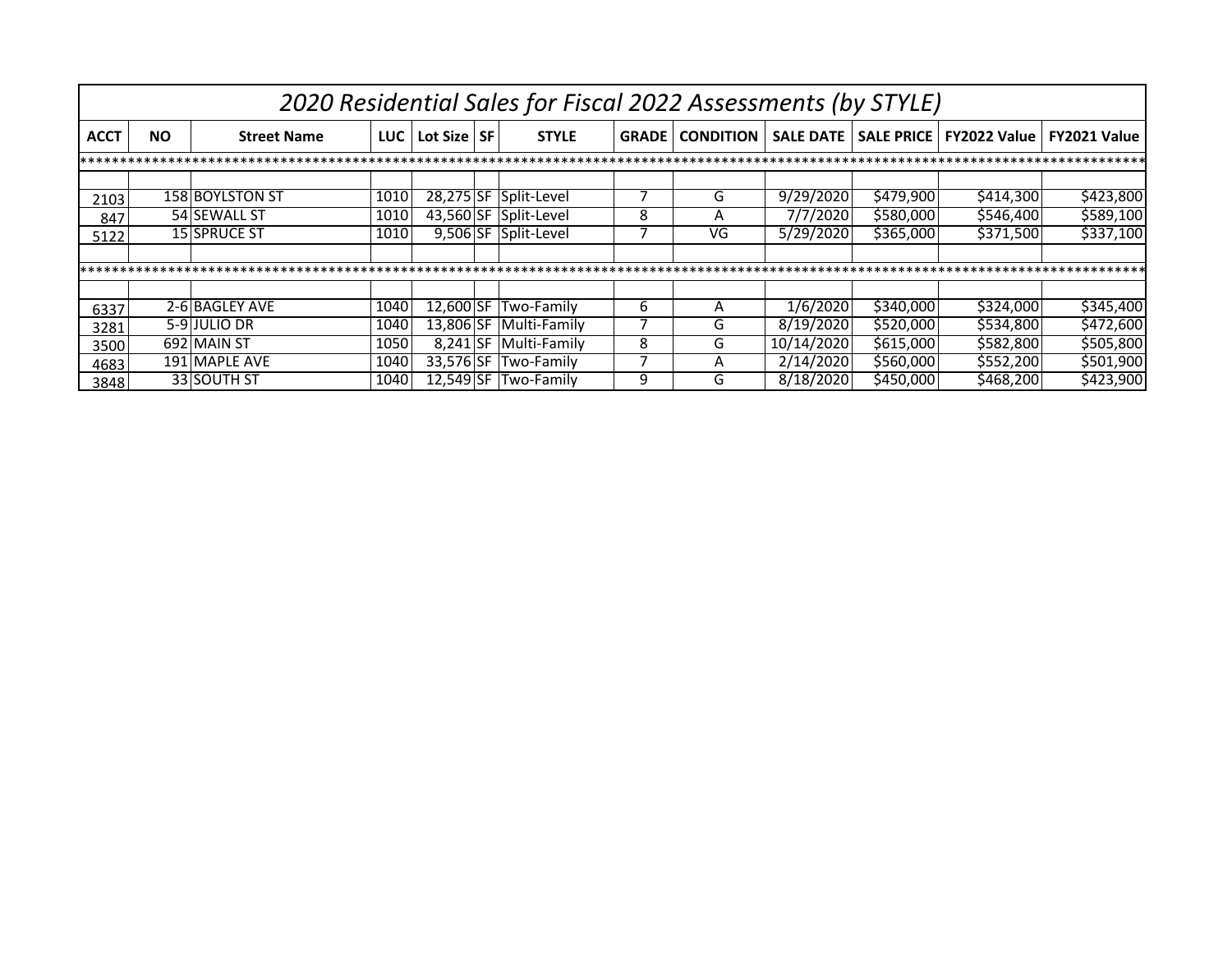## 2020 Residential Sales for Fiscal 2022 Assessments (by STYLE)

| ACCT | NO | Street Name | LUC | Lot Size | SF | STYLE | GRADE | CONDITION | SALE DATE | SALE PRICE | FY2022 Value | FY2021 Value |
|---|---|---|---|---|---|---|---|---|---|---|---|---|
| | | | | | | | | | | | | |
| 2103 | 158 | BOYLSTON ST | 1010 | 28,275 | SF | Split-Level | 7 | G | 9/29/2020 | $479,900 | $414,300 | $423,800 |
| 847 | 54 | SEWALL ST | 1010 | 43,560 | SF | Split-Level | 8 | A | 7/7/2020 | $580,000 | $546,400 | $589,100 |
| 5122 | 15 | SPRUCE ST | 1010 | 9,506 | SF | Split-Level | 7 | VG | 5/29/2020 | $365,000 | $371,500 | $337,100 |
| | | | | | | | | | | | | |
| | | | | | | | | | | | | |
| 6337 | 2-6 | BAGLEY AVE | 1040 | 12,600 | SF | Two-Family | 6 | A | 1/6/2020 | $340,000 | $324,000 | $345,400 |
| 3281 | 5-9 | JULIO DR | 1040 | 13,806 | SF | Multi-Family | 7 | G | 8/19/2020 | $520,000 | $534,800 | $472,600 |
| 3500 | 692 | MAIN ST | 1050 | 8,241 | SF | Multi-Family | 8 | G | 10/14/2020 | $615,000 | $582,800 | $505,800 |
| 4683 | 191 | MAPLE AVE | 1040 | 33,576 | SF | Two-Family | 7 | A | 2/14/2020 | $560,000 | $552,200 | $501,900 |
| 3848 | 33 | SOUTH ST | 1040 | 12,549 | SF | Two-Family | 9 | G | 8/18/2020 | $450,000 | $468,200 | $423,900 |